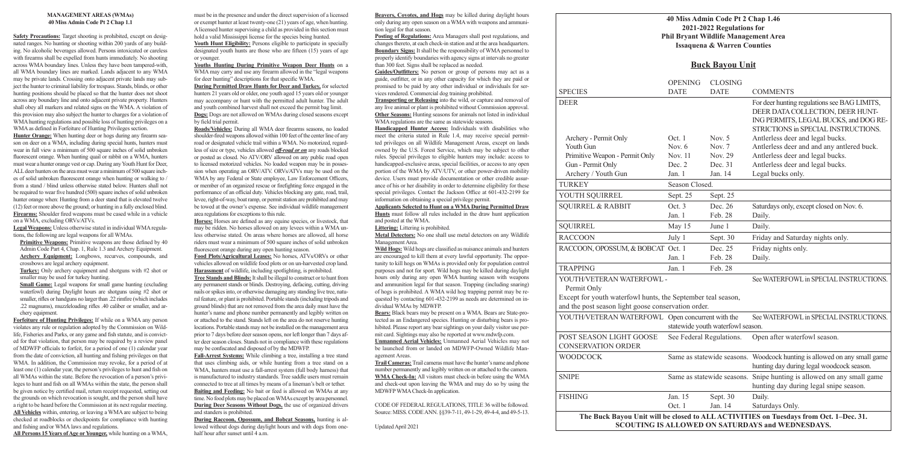## MANAGEMENT AREAS (WMAs)
## 40 Miss Admin Code Pt 2 Chap 1.1

**Safety Precautions:** Target shooting is prohibited, except on designated ranges. No hunting or shooting within 200 yards of any building. No alcoholic beverages allowed. Persons intoxicated or careless with firearms shall be expelled from hunts immediately. No shooting across WMA boundary lines. Unless they have been tampered-with, all WMA boundary lines are marked. Lands adjacent to any WMA may be private lands. Crossing onto adjacent private lands may subject the hunter to criminal liability for trespass. Stands, blinds, or other hunting positions should be placed so that the hunter does not shoot across any boundary line and onto adjacent private property. Hunters shall obey all markers and related signs on the WMA. A violation of this provision may also subject the hunter to charges for a violation of WMA hunting regulations and possible loss of hunting privileges on a WMA as defined in Forfeiture of Hunting Privileges section.

**Hunter Orange:** When hunting deer or hogs during any firearm season on deer on a WMA, including during special hunts, hunters must wear in full view a minimum of 500 square inches of solid unbroken fluorescent orange. When hunting quail or rabbit on a WMA, hunters must wear a hunter orange vest or cap. During any Youth Hunt for Deer, ALL deer hunters on the area must wear a minimum of 500 square inches of solid unbroken fluorescent orange when hunting or walking to / from a stand / blind unless otherwise stated below. Hunters shall not be required to wear five hundred (500) square inches of solid unbroken hunter orange when: Hunting from a deer stand that is elevated twelve (12) feet or more above the ground; or hunting in a fully enclosed blind.

**Firearms:** Shoulder fired weapons must be cased while in a vehicle on a WMA, excluding ORVs/ATVs.

**Legal Weapons:** Unless otherwise stated in individual WMA regulations, the following are legal weapons for all WMAs.

**Primitive Weapons:** Primitive weapons are those defined by 40 Admin Code Part 4, Chap. 1, Rule 1.3 and Archery Equipment.

**Archery Equipment:** Longbows, recurves, compounds, and crossbows are legal archery equipment.

**Turkey:** Only archery equipment and shotguns with #2 shot or smaller may be used for turkey hunting.

**Small Game:** Legal weapons for small game hunting (excluding waterfowl) during Daylight hours are shotguns using #2 shot or smaller, rifles or handguns no larger than .22 rimfire (which includes .22 magnums), muzzleloading rifles .40 caliber or smaller, and archery equipment.

**Forfeiture of Hunting Privileges:** If while on a WMA any person violates any rule or regulation adopted by the Commission on Wildlife, Fisheries and Parks, or any game and fish statute, and is convicted for that violation, that person may be required by a review panel of MDWFP officials to forfeit, for a period of one (1) calendar year from the date of conviction, all hunting and fishing privileges on that WMA. In addition, the Commission may revoke, for a period of at least one (1) calendar year, the person's privileges to hunt and fish on all WMAs within the state. Before the revocation of a person's privileges to hunt and fish on all WMAs within the state, the person shall be given notice by certified mail, return receipt requested, setting out the grounds on which revocation is sought, and the person shall have a right to be heard before the Commission at its next regular meeting.

**All Vehicles** within, entering, or leaving a WMA are subject to being checked at roadblocks or checkpoints for compliance with hunting and fishing and/or WMA laws and regulations.

**All Persons 15 Years of Age or Younger,** while hunting on a WMA, must be in the presence and under the direct supervision of a licensed or exempt hunter at least twenty-one (21) years of age, when hunting. A licensed hunter supervising a child as provided in this section must hold a valid Mississippi license for the species being hunted.

**Youth Hunt Eligibility:** Persons eligible to participate in specially designated youth hunts are those who are fifteen (15) years of age or younger.

**Youths Hunting During Primitive Weapon Deer Hunts** on a WMA may carry and use any firearm allowed in the "legal weapons for deer hunting" descriptions for that specific WMA.

**During Permitted Draw Hunts for Deer and Turkey,** for selected hunters 21 years old or older, one youth aged 15 years old or younger may accompany or hunt with the permitted adult hunter. The adult and youth combined harvest shall not exceed the permit bag limit.

**Dogs:** Dogs are not allowed on WMAs during closed seasons except by field trial permit.

**Roads/Vehicles:** During all WMA deer firearms seasons, no loaded shoulder-fired weapons allowed within 100 feet of the center line of any road or designated vehicle trail within a WMA. No motorized, regardless of size or type, vehicles allowed ***off-road or on*** any roads blocked or posted as closed. No ATV/ORV allowed on any public road open to licensed motorized vehicles. No loaded weapon may be in possession when operating an ORV/ATV. ORVs/ATVs may be used on the WMA by any Federal or State employee, Law Enforcement Officers, or member of an organized rescue or firefighting force engaged in the performance of an official duty. Vehicles blocking any gate, road, trail, levee, right-of-way, boat ramp, or permit station are prohibited and may be towed at the owner's expense. See individual wildlife management area regulations for exceptions to this rule.

**Horses:** Horses are defined as any equine species, or livestock, that may be ridden. No horses allowed on any levees within a WMA unless otherwise stated. On areas where horses are allowed, all horse riders must wear a minimum of 500 square inches of solid unbroken fluorescent orange during any open hunting season.

**Food Plots/Agricultural Leases:** No horses, ATVs/ORVs or other vehicles allowed on wildlife food plots or on un-harvested crop land.

**Harassment** of wildlife, including spotlighting, is prohibited.

**Tree Stands and Blinds:** It shall be illegal to construct or to hunt from any permanent stands or blinds. Destroying, defacing, cutting, driving nails or spikes into, or otherwise damaging any standing live tree, natural feature, or plant is prohibited. Portable stands (including tripods and ground blinds) that are not removed from the area daily must have the hunter's name and phone number permanently and legibly written on or attached to the stand. Stands left on the area do not reserve hunting locations. Portable stands may not be installed on the management area prior to 7 days before deer season opens, nor left longer than 7 days after deer season closes. Stands not in compliance with these regulations may be confiscated and disposed of by the MDWFP.

**Fall-Arrest Systems:** While climbing a tree, installing a tree stand that uses climbing aids, or while hunting from a tree stand on a WMA, hunters must use a fall-arrest system (full body harness) that is manufactured to industry standards. Tree saddle users must remain connected to tree at all times by means of a lineman's belt or tether.

**Baiting and Feeding:** No bait or feed is allowed on WMAs at any time. No food plots may be placed on WMAs except by area personnel.

**During Deer Seasons Without Dogs,** the use of organized drivers and standers is prohibited.

**During Raccoon, Opossum, and Bobcat Seasons,** hunting is allowed without dogs during daylight hours and with dogs from one-half hour after sunset until 4 a.m.

**Beavers, Coyotes, and Hogs** may be killed during daylight hours only during any open season on a WMA with weapons and ammunition legal for that season.

**Posting of Regulations:** Area Managers shall post regulations, and changes thereto, at each check-in station and at the area headquarters.

**Boundary Signs:** It shall be the responsibility of WMA personnel to properly identify boundaries with agency signs at intervals no greater than 300 feet. Signs shall be replaced as needed.

**Guides/Outfitters:** No person or group of persons may act as a guide, outfitter, or in any other capacity for which they are paid or promised to be paid by any other individual or individuals for services rendered. Commercial dog training prohibited.

**Transporting or Releasing** into the wild, or capture and removal of any live animal or plant is prohibited without Commission approval.

**Other Seasons:** Hunting seasons for animals not listed in individual WMA regulations are the same as statewide seasons.

**Handicapped Hunter Access:** Individuals with disabilities who meet the criteria stated in Rule 1.4, may receive special permitted privileges on all Wildlife Management Areas, except on lands owned by the U.S. Forest Service, which may be subject to other rules. Special privileges to eligible hunters may include: access to handicapped-exclusive areas, special facilities, or access to any open portion of the WMA by ATV/UTV, or other power-driven mobility device. Users must provide documentation or other credible assurance of his or her disability in order to determine eligibility for these special privileges. Contact the Jackson Office at 601-432-2199 for information on obtaining a special privilege permit.

**Applicants Selected to Hunt on a WMA During Permitted Draw Hunts** must follow all rules included in the draw hunt application and posted at the WMA.

**Littering:** Littering is prohibited.

**Metal Detectors:** No one shall use metal detectors on any Wildlife Management Area.

**Wild Hogs:** Wild hogs are classified as nuisance animals and hunters are encouraged to kill them at every lawful opportunity. The opportunity to kill hogs on WMAs is provided only for population control purposes and not for sport. Wild hogs may be killed during daylight hours only during any open WMA hunting season with weapons and ammunition legal for that season. Trapping (including snaring) of hogs is prohibited. A WMA wild hog trapping permit may be requested by contacting 601-432-2199 as needs are determined on individual WMAs by MDWFP.

**Bears:** Black bears may be present on a WMA. Bears are State-protected as an Endangered species. Hunting or disturbing bears is prohibited. Please report any bear sightings on your daily visitor use permit card. Sightings may also be reported at www.mdwfp.com.

**Unmanned Aerial Vehicles:** Unmanned Aerial Vehicles may not be launched from or landed on MDWFP-Owned Wildlife Management Areas.

**Trail Cameras:** Trail cameras must have the hunter's name and phone number permanently and legibly written on or attached to the camera.

**WMA Check-In:** All visitors must check-in before using the WMA and check-out upon leaving the WMA and may do so by using the MDWFP WMA Check-In application.

CODE OF FEDERAL REGULATIONS, TITLE 36 will be followed.
Source: MISS. CODE ANN. §§39-7-11, 49-1-29, 49-4-4, and 49-5-13.

Updated April 2021

## 40 Miss Admin Code Pt 2 Chap 1.46
## 2021-2022 Regulations for
## Phil Bryant Wildlife Management Area
## Issaquena & Warren Counties

## Buck Bayou Unit

| SPECIES | OPENING DATE | CLOSING DATE | COMMENTS |
|---|---|---|---|
| DEER | | | For deer hunting regulations see BAG LIMITS, DEER DATA COLLECTION, DEER HUNTING PERMITS, LEGAL BUCKS, and DOG RESTRICTIONS in SPECIAL INSTRUCTIONS. |
| Archery - Permit Only | Oct. 1 | Nov. 5 | Antlerless deer and legal bucks. |
| Youth Gun | Nov. 6 | Nov. 7 | Antlerless deer and any antlered buck. |
| Primitive Weapon - Permit Only | Nov. 11 | Nov. 29 | Antlerless deer and legal bucks. |
| Gun - Permit Only | Dec. 2 | Dec. 31 | Antlerless deer and legal bucks. |
| Archery / Youth Gun | Jan. 1 | Jan. 14 | Legal bucks only. |
| TURKEY | Season Closed. | | |
| YOUTH SQUIRREL | Sept. 25 | Sept. 25 | |
| SQUIRREL & RABBIT | Oct. 3 | Dec. 26 | Saturdays only, except closed on Nov. 6. |
| | Jan. 1 | Feb. 28 | Daily. |
| SQUIRREL | May 15 | June 1 | Daily. |
| RACCOON | July 1 | Sept. 30 | Friday and Saturday nights only. |
| RACCOON, OPOSSUM, & BOBCAT | Oct. 1 | Dec. 25 | Friday nights only. |
| | Jan. 1 | Feb. 28 | Daily. |
| TRAPPING | Jan. 1 | Feb. 28 | |
| YOUTH/VETERAN WATERFOWL - Permit Only<br>Except for youth waterfowl hunts, the September teal season, and the post season light goose conservation order. | | | See WATERFOWL in SPECIAL INSTRUCTIONS. |
| YOUTH/VETERAN WATERFOWL | Open concurrent with the statewide youth waterfowl season. | | See WATERFOWL in SPECIAL INSTRUCTIONS. |
| POST SEASON LIGHT GOOSE CONSERVATION ORDER | See Federal Regulations. | | Open after waterfowl season. |
| WOODCOCK | Same as statewide seasons. | | Woodcock hunting is allowed on any small game hunting day during legal woodcock season. |
| SNIPE | Same as statewide seasons. | | Snipe hunting is allowed on any small game hunting day during legal snipe season. |
| FISHING | Jan. 15 | Sept. 30 | Daily. |
| | Oct. 1 | Jan. 14 | Saturdays Only. |

**The Buck Bayou Unit will be closed to ALL ACTIVITIES on Tuesdays from Oct. 1–Dec. 31.**
**SCOUTING IS ALLOWED ON SATURDAYS and WEDNESDAYS.**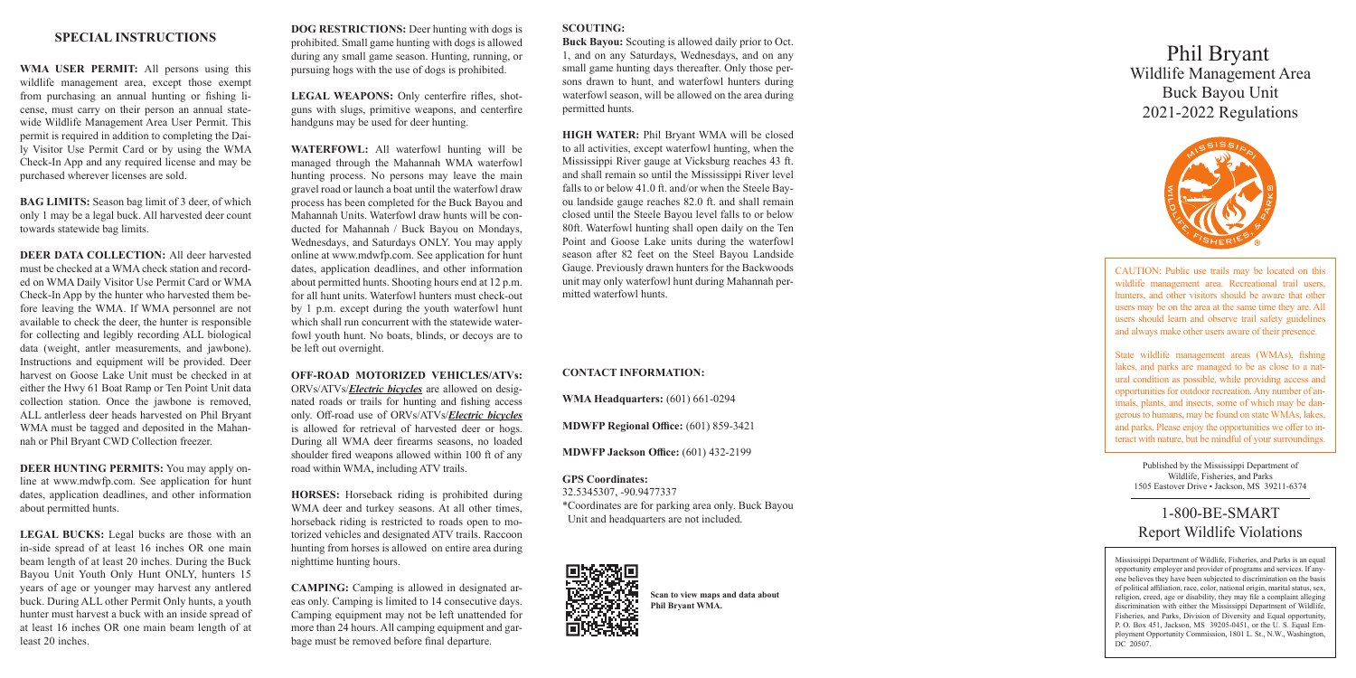## SPECIAL INSTRUCTIONS

**WMA USER PERMIT:** All persons using this wildlife management area, except those exempt from purchasing an annual hunting or fishing license, must carry on their person an annual statewide Wildlife Management Area User Permit. This permit is required in addition to completing the Daily Visitor Use Permit Card or by using the WMA Check-In App and any required license and may be purchased wherever licenses are sold.

**BAG LIMITS:** Season bag limit of 3 deer, of which only 1 may be a legal buck. All harvested deer count towards statewide bag limits.

**DEER DATA COLLECTION:** All deer harvested must be checked at a WMA check station and recorded on WMA Daily Visitor Use Permit Card or WMA Check-In App by the hunter who harvested them before leaving the WMA. If WMA personnel are not available to check the deer, the hunter is responsible for collecting and legibly recording ALL biological data (weight, antler measurements, and jawbone). Instructions and equipment will be provided. Deer harvest on Goose Lake Unit must be checked in at either the Hwy 61 Boat Ramp or Ten Point Unit data collection station. Once the jawbone is removed, ALL antlerless deer heads harvested on Phil Bryant WMA must be tagged and deposited in the Mahannah or Phil Bryant CWD Collection freezer.

**DEER HUNTING PERMITS:** You may apply online at www.mdwfp.com. See application for hunt dates, application deadlines, and other information about permitted hunts.

**LEGAL BUCKS:** Legal bucks are those with an in-side spread of at least 16 inches OR one main beam length of at least 20 inches. During the Buck Bayou Unit Youth Only Hunt ONLY, hunters 15 years of age or younger may harvest any antlered buck. During ALL other Permit Only hunts, a youth hunter must harvest a buck with an inside spread of at least 16 inches OR one main beam length of at least 20 inches.

**DOG RESTRICTIONS:** Deer hunting with dogs is prohibited. Small game hunting with dogs is allowed during any small game season. Hunting, running, or pursuing hogs with the use of dogs is prohibited.

**LEGAL WEAPONS:** Only centerfire rifles, shotguns with slugs, primitive weapons, and centerfire handguns may be used for deer hunting.

**WATERFOWL:** All waterfowl hunting will be managed through the Mahannah WMA waterfowl hunting process. No persons may leave the main gravel road or launch a boat until the waterfowl draw process has been completed for the Buck Bayou and Mahannah Units. Waterfowl draw hunts will be conducted for Mahannah / Buck Bayou on Mondays, Wednesdays, and Saturdays ONLY. You may apply online at www.mdwfp.com. See application for hunt dates, application deadlines, and other information about permitted hunts. Shooting hours end at 12 p.m. for all hunt units. Waterfowl hunters must check-out by 1 p.m. except during the youth waterfowl hunt which shall run concurrent with the statewide waterfowl youth hunt. No boats, blinds, or decoys are to be left out overnight.

**OFF-ROAD MOTORIZED VEHICLES/ATVs:** ORVs/ATVs/***Electric bicycles*** are allowed on designated roads or trails for hunting and fishing access only. Off-road use of ORVs/ATVs/***Electric bicycles*** is allowed for retrieval of harvested deer or hogs. During all WMA deer firearms seasons, no loaded shoulder fired weapons allowed within 100 ft of any road within WMA, including ATV trails.

**HORSES:** Horseback riding is prohibited during WMA deer and turkey seasons. At all other times, horseback riding is restricted to roads open to motorized vehicles and designated ATV trails. Raccoon hunting from horses is allowed on entire area during nighttime hunting hours.

**CAMPING:** Camping is allowed in designated areas only. Camping is limited to 14 consecutive days. Camping equipment may not be left unattended for more than 24 hours. All camping equipment and garbage must be removed before final departure.

**SCOUTING:**

**Buck Bayou:** Scouting is allowed daily prior to Oct. 1, and on any Saturdays, Wednesdays, and on any small game hunting days thereafter. Only those persons drawn to hunt, and waterfowl hunters during waterfowl season, will be allowed on the area during permitted hunts.

**HIGH WATER:** Phil Bryant WMA will be closed to all activities, except waterfowl hunting, when the Mississippi River gauge at Vicksburg reaches 43 ft. and shall remain so until the Mississippi River level falls to or below 41.0 ft. and/or when the Steele Bayou landside gauge reaches 82.0 ft. and shall remain closed until the Steele Bayou level falls to or below 80ft. Waterfowl hunting shall open daily on the Ten Point and Goose Lake units during the waterfowl season after 82 feet on the Steel Bayou Landside Gauge. Previously drawn hunters for the Backwoods unit may only waterfowl hunt during Mahannah permitted waterfowl hunts.

**CONTACT INFORMATION:**

**WMA Headquarters:** (601) 661-0294

**MDWFP Regional Office:** (601) 859-3421

**MDWFP Jackson Office:** (601) 432-2199

**GPS Coordinates:**
32.5345307, -90.9477337
*Coordinates are for parking area only. Buck Bayou Unit and headquarters are not included.

**Scan to view maps and data about Phil Bryant WMA.**

# Phil Bryant
## Wildlife Management Area
## Buck Bayou Unit
## 2021-2022 Regulations

CAUTION: Public use trails may be located on this wildlife management area. Recreational trail users, hunters, and other visitors should be aware that other users may be on the area at the same time they are. All users should learn and observe trail safety guidelines and always make other users aware of their presence.

State wildlife management areas (WMAs), fishing lakes, and parks are managed to be as close to a natural condition as possible, while providing access and opportunities for outdoor recreation. Any number of animals, plants, and insects, some of which may be dangerous to humans, may be found on state WMAs, lakes, and parks. Please enjoy the opportunities we offer to interact with nature, but be mindful of your surroundings.

Published by the Mississippi Department of Wildlife, Fisheries, and Parks
1505 Eastover Drive • Jackson, MS 39211-6374

## 1-800-BE-SMART
## Report Wildlife Violations

Mississippi Department of Wildlife, Fisheries, and Parks is an equal opportunity employer and provider of programs and services. If anyone believes they have been subjected to discrimination on the basis of political affiliation, race, color, national origin, marital status, sex, religion, creed, age or disability, they may file a complaint alleging discrimination with either the Mississippi Department of Wildlife, Fisheries, and Parks, Division of Diversity and Equal opportunity, P. O. Box 451, Jackson, MS 39205-0451, or the U. S. Equal Employment Opportunity Commission, 1801 L. St., N.W., Washington, DC 20507.